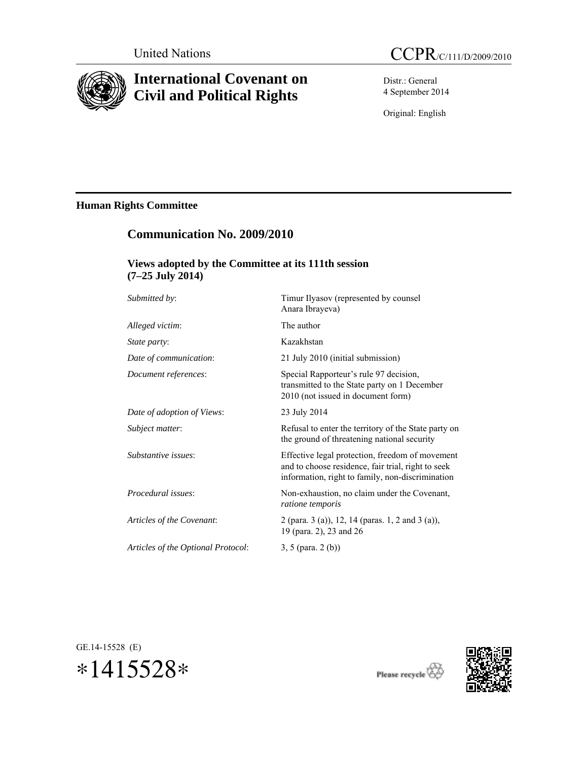United Nations

CCPR/C/111/D/2009/2010

# International Covenant on Civil and Political Rights

Distr.: General
4 September 2014

Original: English

## Human Rights Committee

### Communication No. 2009/2010

#### Views adopted by the Committee at its 111th session (7–25 July 2014)

| | |
|---|---|
| *Submitted by*: | Timur Ilyasov (represented by counsel Anara Ibrayeva) |
| *Alleged victim*: | The author |
| *State party*: | Kazakhstan |
| *Date of communication*: | 21 July 2010 (initial submission) |
| *Document references*: | Special Rapporteur's rule 97 decision, transmitted to the State party on 1 December 2010 (not issued in document form) |
| *Date of adoption of Views*: | 23 July 2014 |
| *Subject matter*: | Refusal to enter the territory of the State party on the ground of threatening national security |
| *Substantive issues*: | Effective legal protection, freedom of movement and to choose residence, fair trial, right to seek information, right to family, non-discrimination |
| *Procedural issues*: | Non-exhaustion, no claim under the Covenant, *ratione temporis* |
| *Articles of the Covenant*: | 2 (para. 3 (a)), 12, 14 (paras. 1, 2 and 3 (a)), 19 (para. 2), 23 and 26 |
| *Articles of the Optional Protocol*: | 3, 5 (para. 2 (b)) |

GE.14-15528 (E)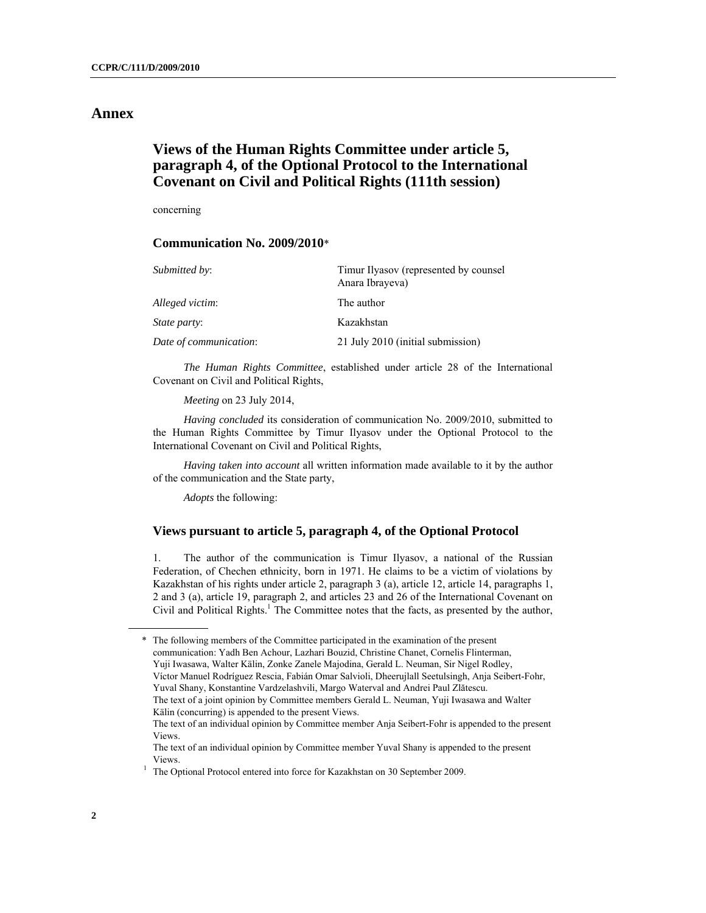# Annex

## Views of the Human Rights Committee under article 5, paragraph 4, of the Optional Protocol to the International Covenant on Civil and Political Rights (111th session)

concerning

### Communication No. 2009/2010*

| | |
|---|---|
| *Submitted by*: | Timur Ilyasov (represented by counsel Anara Ibrayeva) |
| *Alleged victim*: | The author |
| *State party*: | Kazakhstan |
| *Date of communication*: | 21 July 2010 (initial submission) |

*The Human Rights Committee*, established under article 28 of the International Covenant on Civil and Political Rights,

*Meeting* on 23 July 2014,

*Having concluded* its consideration of communication No. 2009/2010, submitted to the Human Rights Committee by Timur Ilyasov under the Optional Protocol to the International Covenant on Civil and Political Rights,

*Having taken into account* all written information made available to it by the author of the communication and the State party,

*Adopts* the following:

### Views pursuant to article 5, paragraph 4, of the Optional Protocol

1. The author of the communication is Timur Ilyasov, a national of the Russian Federation, of Chechen ethnicity, born in 1971. He claims to be a victim of violations by Kazakhstan of his rights under article 2, paragraph 3 (a), article 12, article 14, paragraphs 1, 2 and 3 (a), article 19, paragraph 2, and articles 23 and 26 of the International Covenant on Civil and Political Rights.[1] The Committee notes that the facts, as presented by the author,

---

\* The following members of the Committee participated in the examination of the present communication: Yadh Ben Achour, Lazhari Bouzid, Christine Chanet, Cornelis Flinterman, Yuji Iwasawa, Walter Kälin, Zonke Zanele Majodina, Gerald L. Neuman, Sir Nigel Rodley, Víctor Manuel Rodríguez Rescia, Fabián Omar Salvioli, Dheerujlall Seetulsingh, Anja Seibert-Fohr, Yuval Shany, Konstantine Vardzelashvili, Margo Waterval and Andrei Paul Zlătescu.
The text of a joint opinion by Committee members Gerald L. Neuman, Yuji Iwasawa and Walter Kälin (concurring) is appended to the present Views.
The text of an individual opinion by Committee member Anja Seibert-Fohr is appended to the present Views.
The text of an individual opinion by Committee member Yuval Shany is appended to the present Views.

[1] The Optional Protocol entered into force for Kazakhstan on 30 September 2009.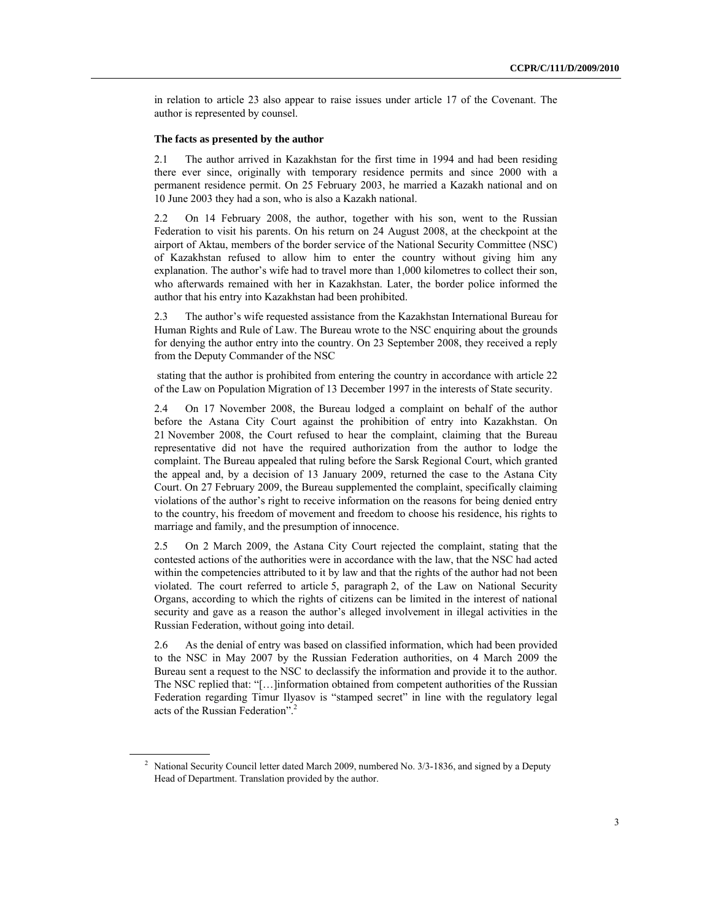in relation to article 23 also appear to raise issues under article 17 of the Covenant. The author is represented by counsel.

**The facts as presented by the author**

2.1 The author arrived in Kazakhstan for the first time in 1994 and had been residing there ever since, originally with temporary residence permits and since 2000 with a permanent residence permit. On 25 February 2003, he married a Kazakh national and on 10 June 2003 they had a son, who is also a Kazakh national.

2.2 On 14 February 2008, the author, together with his son, went to the Russian Federation to visit his parents. On his return on 24 August 2008, at the checkpoint at the airport of Aktau, members of the border service of the National Security Committee (NSC) of Kazakhstan refused to allow him to enter the country without giving him any explanation. The author's wife had to travel more than 1,000 kilometres to collect their son, who afterwards remained with her in Kazakhstan. Later, the border police informed the author that his entry into Kazakhstan had been prohibited.

2.3 The author's wife requested assistance from the Kazakhstan International Bureau for Human Rights and Rule of Law. The Bureau wrote to the NSC enquiring about the grounds for denying the author entry into the country. On 23 September 2008, they received a reply from the Deputy Commander of the NSC stating that the author is prohibited from entering the country in accordance with article 22 of the Law on Population Migration of 13 December 1997 in the interests of State security.

2.4 On 17 November 2008, the Bureau lodged a complaint on behalf of the author before the Astana City Court against the prohibition of entry into Kazakhstan. On 21 November 2008, the Court refused to hear the complaint, claiming that the Bureau representative did not have the required authorization from the author to lodge the complaint. The Bureau appealed that ruling before the Sarsk Regional Court, which granted the appeal and, by a decision of 13 January 2009, returned the case to the Astana City Court. On 27 February 2009, the Bureau supplemented the complaint, specifically claiming violations of the author's right to receive information on the reasons for being denied entry to the country, his freedom of movement and freedom to choose his residence, his rights to marriage and family, and the presumption of innocence.

2.5 On 2 March 2009, the Astana City Court rejected the complaint, stating that the contested actions of the authorities were in accordance with the law, that the NSC had acted within the competencies attributed to it by law and that the rights of the author had not been violated. The court referred to article 5, paragraph 2, of the Law on National Security Organs, according to which the rights of citizens can be limited in the interest of national security and gave as a reason the author's alleged involvement in illegal activities in the Russian Federation, without going into detail.

2.6 As the denial of entry was based on classified information, which had been provided to the NSC in May 2007 by the Russian Federation authorities, on 4 March 2009 the Bureau sent a request to the NSC to declassify the information and provide it to the author. The NSC replied that: "[…]information obtained from competent authorities of the Russian Federation regarding Timur Ilyasov is "stamped secret" in line with the regulatory legal acts of the Russian Federation".[2]

---

[2] National Security Council letter dated March 2009, numbered No. 3/3-1836, and signed by a Deputy Head of Department. Translation provided by the author.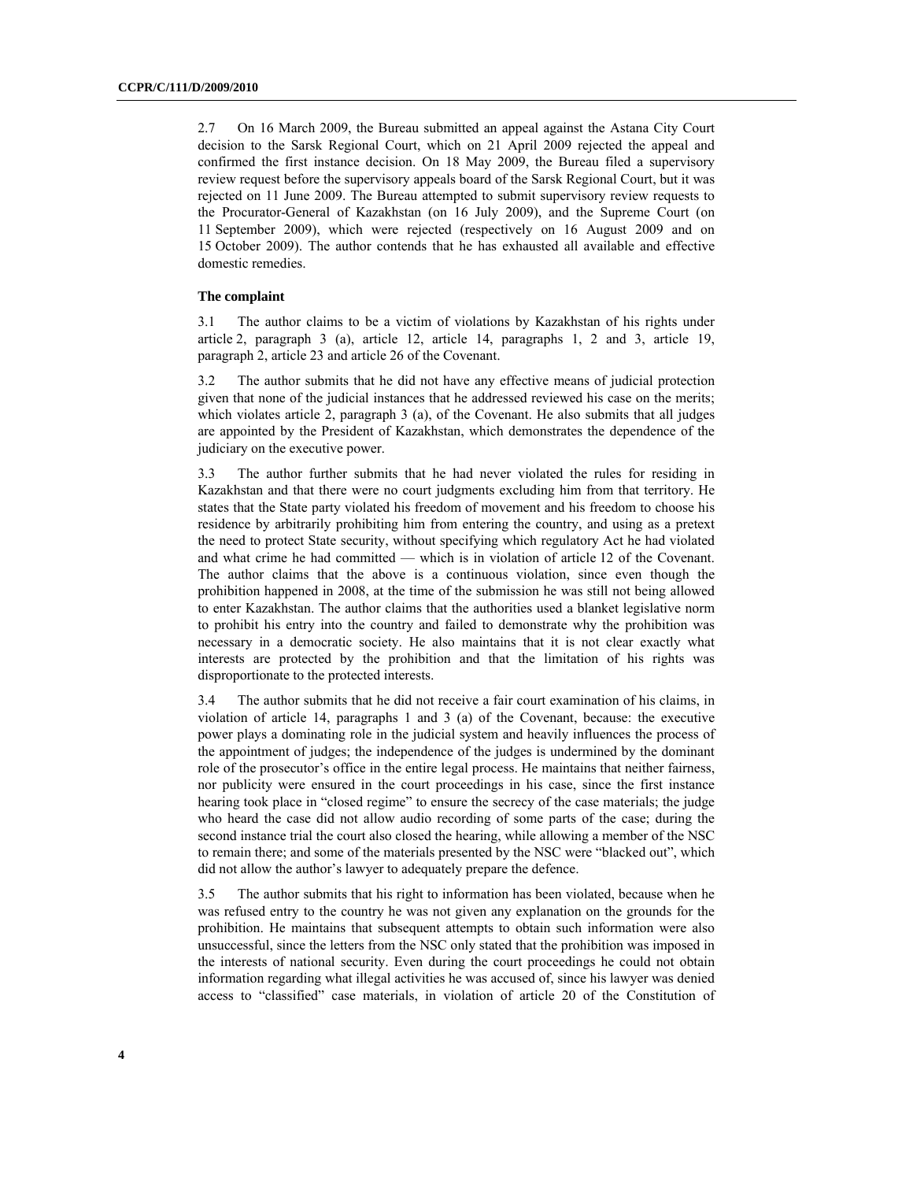2.7 On 16 March 2009, the Bureau submitted an appeal against the Astana City Court decision to the Sarsk Regional Court, which on 21 April 2009 rejected the appeal and confirmed the first instance decision. On 18 May 2009, the Bureau filed a supervisory review request before the supervisory appeals board of the Sarsk Regional Court, but it was rejected on 11 June 2009. The Bureau attempted to submit supervisory review requests to the Procurator-General of Kazakhstan (on 16 July 2009), and the Supreme Court (on 11 September 2009), which were rejected (respectively on 16 August 2009 and on 15 October 2009). The author contends that he has exhausted all available and effective domestic remedies.

### The complaint

3.1 The author claims to be a victim of violations by Kazakhstan of his rights under article 2, paragraph 3 (a), article 12, article 14, paragraphs 1, 2 and 3, article 19, paragraph 2, article 23 and article 26 of the Covenant.

3.2 The author submits that he did not have any effective means of judicial protection given that none of the judicial instances that he addressed reviewed his case on the merits; which violates article 2, paragraph 3 (a), of the Covenant. He also submits that all judges are appointed by the President of Kazakhstan, which demonstrates the dependence of the judiciary on the executive power.

3.3 The author further submits that he had never violated the rules for residing in Kazakhstan and that there were no court judgments excluding him from that territory. He states that the State party violated his freedom of movement and his freedom to choose his residence by arbitrarily prohibiting him from entering the country, and using as a pretext the need to protect State security, without specifying which regulatory Act he had violated and what crime he had committed — which is in violation of article 12 of the Covenant. The author claims that the above is a continuous violation, since even though the prohibition happened in 2008, at the time of the submission he was still not being allowed to enter Kazakhstan. The author claims that the authorities used a blanket legislative norm to prohibit his entry into the country and failed to demonstrate why the prohibition was necessary in a democratic society. He also maintains that it is not clear exactly what interests are protected by the prohibition and that the limitation of his rights was disproportionate to the protected interests.

3.4 The author submits that he did not receive a fair court examination of his claims, in violation of article 14, paragraphs 1 and 3 (a) of the Covenant, because: the executive power plays a dominating role in the judicial system and heavily influences the process of the appointment of judges; the independence of the judges is undermined by the dominant role of the prosecutor's office in the entire legal process. He maintains that neither fairness, nor publicity were ensured in the court proceedings in his case, since the first instance hearing took place in "closed regime" to ensure the secrecy of the case materials; the judge who heard the case did not allow audio recording of some parts of the case; during the second instance trial the court also closed the hearing, while allowing a member of the NSC to remain there; and some of the materials presented by the NSC were "blacked out", which did not allow the author's lawyer to adequately prepare the defence.

3.5 The author submits that his right to information has been violated, because when he was refused entry to the country he was not given any explanation on the grounds for the prohibition. He maintains that subsequent attempts to obtain such information were also unsuccessful, since the letters from the NSC only stated that the prohibition was imposed in the interests of national security. Even during the court proceedings he could not obtain information regarding what illegal activities he was accused of, since his lawyer was denied access to "classified" case materials, in violation of article 20 of the Constitution of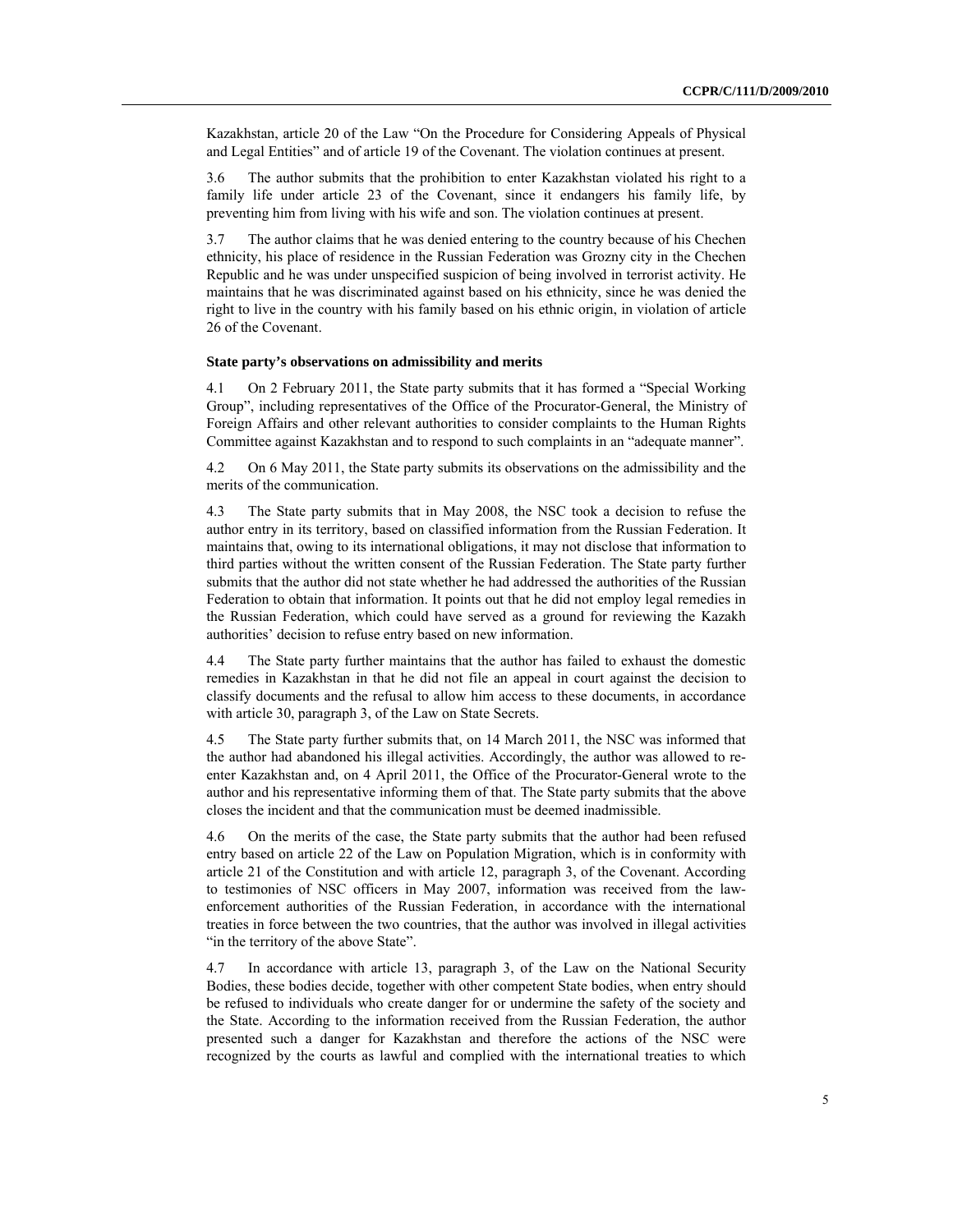Kazakhstan, article 20 of the Law "On the Procedure for Considering Appeals of Physical and Legal Entities" and of article 19 of the Covenant. The violation continues at present.

3.6 The author submits that the prohibition to enter Kazakhstan violated his right to a family life under article 23 of the Covenant, since it endangers his family life, by preventing him from living with his wife and son. The violation continues at present.

3.7 The author claims that he was denied entering to the country because of his Chechen ethnicity, his place of residence in the Russian Federation was Grozny city in the Chechen Republic and he was under unspecified suspicion of being involved in terrorist activity. He maintains that he was discriminated against based on his ethnicity, since he was denied the right to live in the country with his family based on his ethnic origin, in violation of article 26 of the Covenant.

**State party's observations on admissibility and merits**

4.1 On 2 February 2011, the State party submits that it has formed a "Special Working Group", including representatives of the Office of the Procurator-General, the Ministry of Foreign Affairs and other relevant authorities to consider complaints to the Human Rights Committee against Kazakhstan and to respond to such complaints in an "adequate manner".

4.2 On 6 May 2011, the State party submits its observations on the admissibility and the merits of the communication.

4.3 The State party submits that in May 2008, the NSC took a decision to refuse the author entry in its territory, based on classified information from the Russian Federation. It maintains that, owing to its international obligations, it may not disclose that information to third parties without the written consent of the Russian Federation. The State party further submits that the author did not state whether he had addressed the authorities of the Russian Federation to obtain that information. It points out that he did not employ legal remedies in the Russian Federation, which could have served as a ground for reviewing the Kazakh authorities' decision to refuse entry based on new information.

4.4 The State party further maintains that the author has failed to exhaust the domestic remedies in Kazakhstan in that he did not file an appeal in court against the decision to classify documents and the refusal to allow him access to these documents, in accordance with article 30, paragraph 3, of the Law on State Secrets.

4.5 The State party further submits that, on 14 March 2011, the NSC was informed that the author had abandoned his illegal activities. Accordingly, the author was allowed to re-enter Kazakhstan and, on 4 April 2011, the Office of the Procurator-General wrote to the author and his representative informing them of that. The State party submits that the above closes the incident and that the communication must be deemed inadmissible.

4.6 On the merits of the case, the State party submits that the author had been refused entry based on article 22 of the Law on Population Migration, which is in conformity with article 21 of the Constitution and with article 12, paragraph 3, of the Covenant. According to testimonies of NSC officers in May 2007, information was received from the law-enforcement authorities of the Russian Federation, in accordance with the international treaties in force between the two countries, that the author was involved in illegal activities "in the territory of the above State".

4.7 In accordance with article 13, paragraph 3, of the Law on the National Security Bodies, these bodies decide, together with other competent State bodies, when entry should be refused to individuals who create danger for or undermine the safety of the society and the State. According to the information received from the Russian Federation, the author presented such a danger for Kazakhstan and therefore the actions of the NSC were recognized by the courts as lawful and complied with the international treaties to which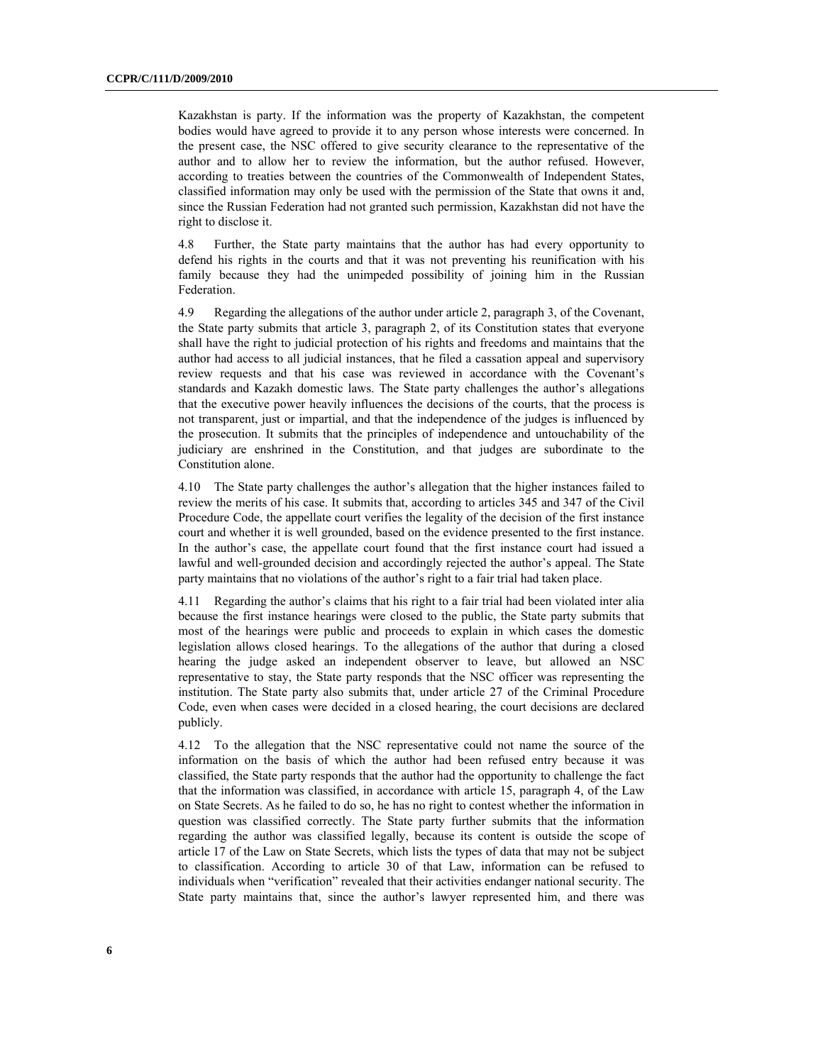Kazakhstan is party. If the information was the property of Kazakhstan, the competent bodies would have agreed to provide it to any person whose interests were concerned. In the present case, the NSC offered to give security clearance to the representative of the author and to allow her to review the information, but the author refused. However, according to treaties between the countries of the Commonwealth of Independent States, classified information may only be used with the permission of the State that owns it and, since the Russian Federation had not granted such permission, Kazakhstan did not have the right to disclose it.

4.8 Further, the State party maintains that the author has had every opportunity to defend his rights in the courts and that it was not preventing his reunification with his family because they had the unimpeded possibility of joining him in the Russian Federation.

4.9 Regarding the allegations of the author under article 2, paragraph 3, of the Covenant, the State party submits that article 3, paragraph 2, of its Constitution states that everyone shall have the right to judicial protection of his rights and freedoms and maintains that the author had access to all judicial instances, that he filed a cassation appeal and supervisory review requests and that his case was reviewed in accordance with the Covenant's standards and Kazakh domestic laws. The State party challenges the author's allegations that the executive power heavily influences the decisions of the courts, that the process is not transparent, just or impartial, and that the independence of the judges is influenced by the prosecution. It submits that the principles of independence and untouchability of the judiciary are enshrined in the Constitution, and that judges are subordinate to the Constitution alone.

4.10 The State party challenges the author's allegation that the higher instances failed to review the merits of his case. It submits that, according to articles 345 and 347 of the Civil Procedure Code, the appellate court verifies the legality of the decision of the first instance court and whether it is well grounded, based on the evidence presented to the first instance. In the author's case, the appellate court found that the first instance court had issued a lawful and well-grounded decision and accordingly rejected the author's appeal. The State party maintains that no violations of the author's right to a fair trial had taken place.

4.11 Regarding the author's claims that his right to a fair trial had been violated inter alia because the first instance hearings were closed to the public, the State party submits that most of the hearings were public and proceeds to explain in which cases the domestic legislation allows closed hearings. To the allegations of the author that during a closed hearing the judge asked an independent observer to leave, but allowed an NSC representative to stay, the State party responds that the NSC officer was representing the institution. The State party also submits that, under article 27 of the Criminal Procedure Code, even when cases were decided in a closed hearing, the court decisions are declared publicly.

4.12 To the allegation that the NSC representative could not name the source of the information on the basis of which the author had been refused entry because it was classified, the State party responds that the author had the opportunity to challenge the fact that the information was classified, in accordance with article 15, paragraph 4, of the Law on State Secrets. As he failed to do so, he has no right to contest whether the information in question was classified correctly. The State party further submits that the information regarding the author was classified legally, because its content is outside the scope of article 17 of the Law on State Secrets, which lists the types of data that may not be subject to classification. According to article 30 of that Law, information can be refused to individuals when "verification" revealed that their activities endanger national security. The State party maintains that, since the author's lawyer represented him, and there was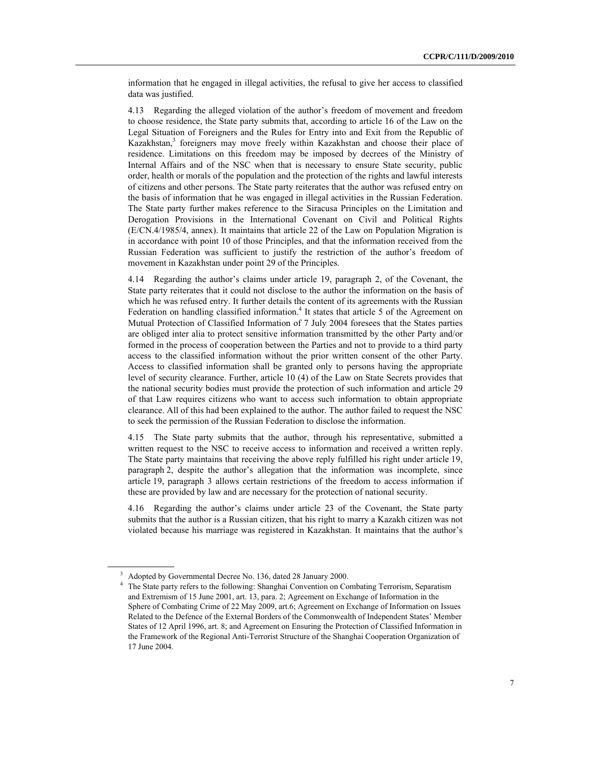information that he engaged in illegal activities, the refusal to give her access to classified data was justified.

4.13 Regarding the alleged violation of the author's freedom of movement and freedom to choose residence, the State party submits that, according to article 16 of the Law on the Legal Situation of Foreigners and the Rules for Entry into and Exit from the Republic of Kazakhstan,[3] foreigners may move freely within Kazakhstan and choose their place of residence. Limitations on this freedom may be imposed by decrees of the Ministry of Internal Affairs and of the NSC when that is necessary to ensure State security, public order, health or morals of the population and the protection of the rights and lawful interests of citizens and other persons. The State party reiterates that the author was refused entry on the basis of information that he was engaged in illegal activities in the Russian Federation. The State party further makes reference to the Siracusa Principles on the Limitation and Derogation Provisions in the International Covenant on Civil and Political Rights (E/CN.4/1985/4, annex). It maintains that article 22 of the Law on Population Migration is in accordance with point 10 of those Principles, and that the information received from the Russian Federation was sufficient to justify the restriction of the author's freedom of movement in Kazakhstan under point 29 of the Principles.

4.14 Regarding the author's claims under article 19, paragraph 2, of the Covenant, the State party reiterates that it could not disclose to the author the information on the basis of which he was refused entry. It further details the content of its agreements with the Russian Federation on handling classified information.[4] It states that article 5 of the Agreement on Mutual Protection of Classified Information of 7 July 2004 foresees that the States parties are obliged inter alia to protect sensitive information transmitted by the other Party and/or formed in the process of cooperation between the Parties and not to provide to a third party access to the classified information without the prior written consent of the other Party. Access to classified information shall be granted only to persons having the appropriate level of security clearance. Further, article 10 (4) of the Law on State Secrets provides that the national security bodies must provide the protection of such information and article 29 of that Law requires citizens who want to access such information to obtain appropriate clearance. All of this had been explained to the author. The author failed to request the NSC to seek the permission of the Russian Federation to disclose the information.

4.15 The State party submits that the author, through his representative, submitted a written request to the NSC to receive access to information and received a written reply. The State party maintains that receiving the above reply fulfilled his right under article 19, paragraph 2, despite the author's allegation that the information was incomplete, since article 19, paragraph 3 allows certain restrictions of the freedom to access information if these are provided by law and are necessary for the protection of national security.

4.16 Regarding the author's claims under article 23 of the Covenant, the State party submits that the author is a Russian citizen, that his right to marry a Kazakh citizen was not violated because his marriage was registered in Kazakhstan. It maintains that the author's

---

[3] Adopted by Governmental Decree No. 136, dated 28 January 2000.

[4] The State party refers to the following: Shanghai Convention on Combating Terrorism, Separatism and Extremism of 15 June 2001, art. 13, para. 2; Agreement on Exchange of Information in the Sphere of Combating Crime of 22 May 2009, art.6; Agreement on Exchange of Information on Issues Related to the Defence of the External Borders of the Commonwealth of Independent States' Member States of 12 April 1996, art. 8; and Agreement on Ensuring the Protection of Classified Information in the Framework of the Regional Anti-Terrorist Structure of the Shanghai Cooperation Organization of 17 June 2004.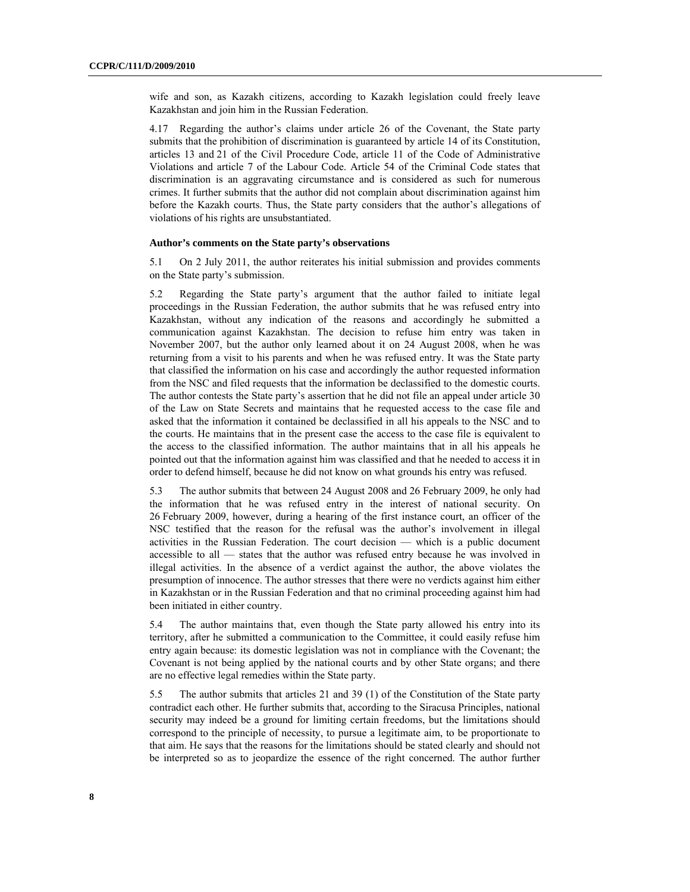wife and son, as Kazakh citizens, according to Kazakh legislation could freely leave Kazakhstan and join him in the Russian Federation.

4.17 Regarding the author's claims under article 26 of the Covenant, the State party submits that the prohibition of discrimination is guaranteed by article 14 of its Constitution, articles 13 and 21 of the Civil Procedure Code, article 11 of the Code of Administrative Violations and article 7 of the Labour Code. Article 54 of the Criminal Code states that discrimination is an aggravating circumstance and is considered as such for numerous crimes. It further submits that the author did not complain about discrimination against him before the Kazakh courts. Thus, the State party considers that the author's allegations of violations of his rights are unsubstantiated.

**Author's comments on the State party's observations**

5.1 On 2 July 2011, the author reiterates his initial submission and provides comments on the State party's submission.

5.2 Regarding the State party's argument that the author failed to initiate legal proceedings in the Russian Federation, the author submits that he was refused entry into Kazakhstan, without any indication of the reasons and accordingly he submitted a communication against Kazakhstan. The decision to refuse him entry was taken in November 2007, but the author only learned about it on 24 August 2008, when he was returning from a visit to his parents and when he was refused entry. It was the State party that classified the information on his case and accordingly the author requested information from the NSC and filed requests that the information be declassified to the domestic courts. The author contests the State party's assertion that he did not file an appeal under article 30 of the Law on State Secrets and maintains that he requested access to the case file and asked that the information it contained be declassified in all his appeals to the NSC and to the courts. He maintains that in the present case the access to the case file is equivalent to the access to the classified information. The author maintains that in all his appeals he pointed out that the information against him was classified and that he needed to access it in order to defend himself, because he did not know on what grounds his entry was refused.

5.3 The author submits that between 24 August 2008 and 26 February 2009, he only had the information that he was refused entry in the interest of national security. On 26 February 2009, however, during a hearing of the first instance court, an officer of the NSC testified that the reason for the refusal was the author's involvement in illegal activities in the Russian Federation. The court decision — which is a public document accessible to all — states that the author was refused entry because he was involved in illegal activities. In the absence of a verdict against the author, the above violates the presumption of innocence. The author stresses that there were no verdicts against him either in Kazakhstan or in the Russian Federation and that no criminal proceeding against him had been initiated in either country.

5.4 The author maintains that, even though the State party allowed his entry into its territory, after he submitted a communication to the Committee, it could easily refuse him entry again because: its domestic legislation was not in compliance with the Covenant; the Covenant is not being applied by the national courts and by other State organs; and there are no effective legal remedies within the State party.

5.5 The author submits that articles 21 and 39 (1) of the Constitution of the State party contradict each other. He further submits that, according to the Siracusa Principles, national security may indeed be a ground for limiting certain freedoms, but the limitations should correspond to the principle of necessity, to pursue a legitimate aim, to be proportionate to that aim. He says that the reasons for the limitations should be stated clearly and should not be interpreted so as to jeopardize the essence of the right concerned. The author further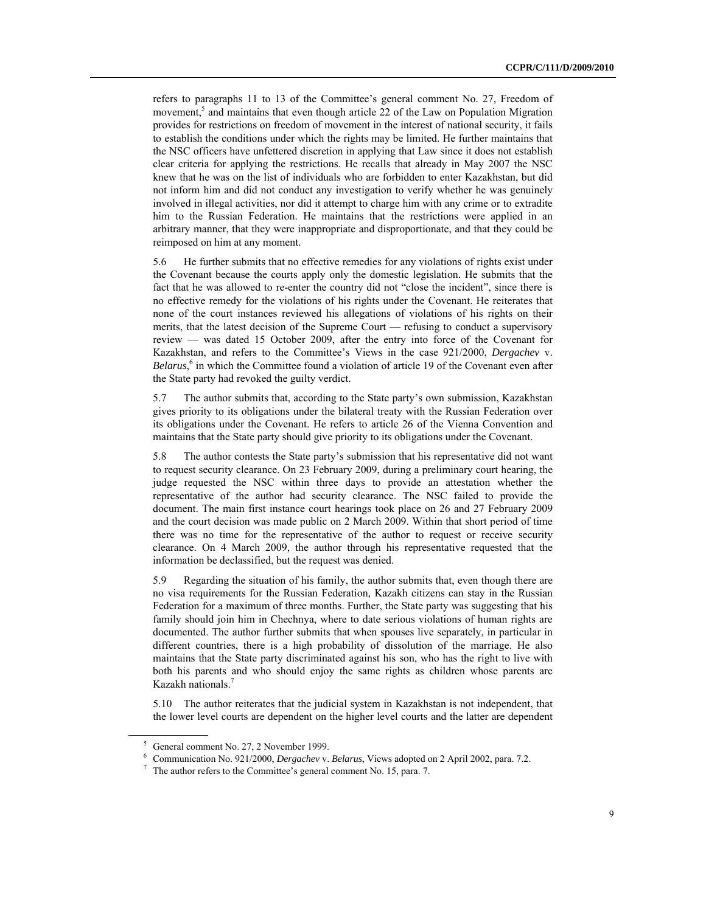refers to paragraphs 11 to 13 of the Committee's general comment No. 27, Freedom of movement,[5] and maintains that even though article 22 of the Law on Population Migration provides for restrictions on freedom of movement in the interest of national security, it fails to establish the conditions under which the rights may be limited. He further maintains that the NSC officers have unfettered discretion in applying that Law since it does not establish clear criteria for applying the restrictions. He recalls that already in May 2007 the NSC knew that he was on the list of individuals who are forbidden to enter Kazakhstan, but did not inform him and did not conduct any investigation to verify whether he was genuinely involved in illegal activities, nor did it attempt to charge him with any crime or to extradite him to the Russian Federation. He maintains that the restrictions were applied in an arbitrary manner, that they were inappropriate and disproportionate, and that they could be reimposed on him at any moment.

5.6 He further submits that no effective remedies for any violations of rights exist under the Covenant because the courts apply only the domestic legislation. He submits that the fact that he was allowed to re-enter the country did not "close the incident", since there is no effective remedy for the violations of his rights under the Covenant. He reiterates that none of the court instances reviewed his allegations of violations of his rights on their merits, that the latest decision of the Supreme Court — refusing to conduct a supervisory review — was dated 15 October 2009, after the entry into force of the Covenant for Kazakhstan, and refers to the Committee's Views in the case 921/2000, *Dergachev* v. *Belarus*,[6] in which the Committee found a violation of article 19 of the Covenant even after the State party had revoked the guilty verdict.

5.7 The author submits that, according to the State party's own submission, Kazakhstan gives priority to its obligations under the bilateral treaty with the Russian Federation over its obligations under the Covenant. He refers to article 26 of the Vienna Convention and maintains that the State party should give priority to its obligations under the Covenant.

5.8 The author contests the State party's submission that his representative did not want to request security clearance. On 23 February 2009, during a preliminary court hearing, the judge requested the NSC within three days to provide an attestation whether the representative of the author had security clearance. The NSC failed to provide the document. The main first instance court hearings took place on 26 and 27 February 2009 and the court decision was made public on 2 March 2009. Within that short period of time there was no time for the representative of the author to request or receive security clearance. On 4 March 2009, the author through his representative requested that the information be declassified, but the request was denied.

5.9 Regarding the situation of his family, the author submits that, even though there are no visa requirements for the Russian Federation, Kazakh citizens can stay in the Russian Federation for a maximum of three months. Further, the State party was suggesting that his family should join him in Chechnya, where to date serious violations of human rights are documented. The author further submits that when spouses live separately, in particular in different countries, there is a high probability of dissolution of the marriage. He also maintains that the State party discriminated against his son, who has the right to live with both his parents and who should enjoy the same rights as children whose parents are Kazakh nationals.[7]

5.10 The author reiterates that the judicial system in Kazakhstan is not independent, that the lower level courts are dependent on the higher level courts and the latter are dependent

---

[5] General comment No. 27, 2 November 1999.

[6] Communication No. 921/2000, *Dergachev* v. *Belarus*, Views adopted on 2 April 2002, para. 7.2.

[7] The author refers to the Committee's general comment No. 15, para. 7.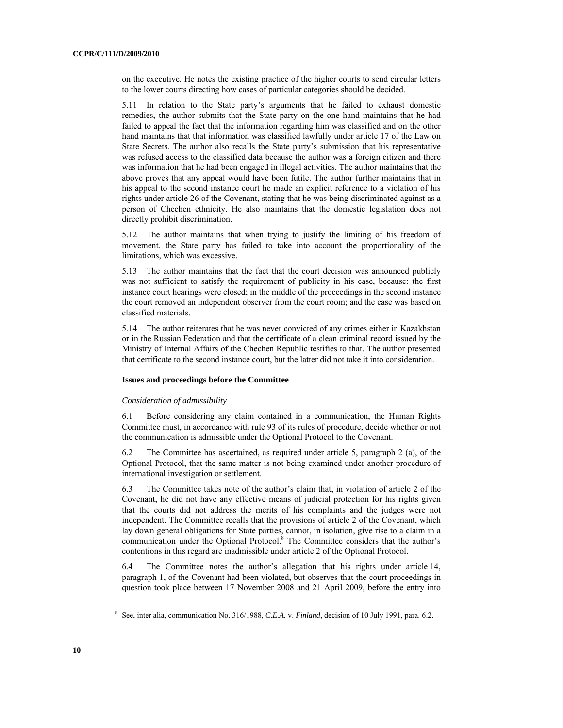on the executive. He notes the existing practice of the higher courts to send circular letters to the lower courts directing how cases of particular categories should be decided.

5.11 In relation to the State party's arguments that he failed to exhaust domestic remedies, the author submits that the State party on the one hand maintains that he had failed to appeal the fact that the information regarding him was classified and on the other hand maintains that that information was classified lawfully under article 17 of the Law on State Secrets. The author also recalls the State party's submission that his representative was refused access to the classified data because the author was a foreign citizen and there was information that he had been engaged in illegal activities. The author maintains that the above proves that any appeal would have been futile. The author further maintains that in his appeal to the second instance court he made an explicit reference to a violation of his rights under article 26 of the Covenant, stating that he was being discriminated against as a person of Chechen ethnicity. He also maintains that the domestic legislation does not directly prohibit discrimination.

5.12 The author maintains that when trying to justify the limiting of his freedom of movement, the State party has failed to take into account the proportionality of the limitations, which was excessive.

5.13 The author maintains that the fact that the court decision was announced publicly was not sufficient to satisfy the requirement of publicity in his case, because: the first instance court hearings were closed; in the middle of the proceedings in the second instance the court removed an independent observer from the court room; and the case was based on classified materials.

5.14 The author reiterates that he was never convicted of any crimes either in Kazakhstan or in the Russian Federation and that the certificate of a clean criminal record issued by the Ministry of Internal Affairs of the Chechen Republic testifies to that. The author presented that certificate to the second instance court, but the latter did not take it into consideration.

### Issues and proceedings before the Committee

*Consideration of admissibility*

6.1 Before considering any claim contained in a communication, the Human Rights Committee must, in accordance with rule 93 of its rules of procedure, decide whether or not the communication is admissible under the Optional Protocol to the Covenant.

6.2 The Committee has ascertained, as required under article 5, paragraph 2 (a), of the Optional Protocol, that the same matter is not being examined under another procedure of international investigation or settlement.

6.3 The Committee takes note of the author's claim that, in violation of article 2 of the Covenant, he did not have any effective means of judicial protection for his rights given that the courts did not address the merits of his complaints and the judges were not independent. The Committee recalls that the provisions of article 2 of the Covenant, which lay down general obligations for State parties, cannot, in isolation, give rise to a claim in a communication under the Optional Protocol.[8] The Committee considers that the author's contentions in this regard are inadmissible under article 2 of the Optional Protocol.

6.4 The Committee notes the author's allegation that his rights under article 14, paragraph 1, of the Covenant had been violated, but observes that the court proceedings in question took place between 17 November 2008 and 21 April 2009, before the entry into

[8] See, inter alia, communication No. 316/1988, *C.E.A.* v. *Finland*, decision of 10 July 1991, para. 6.2.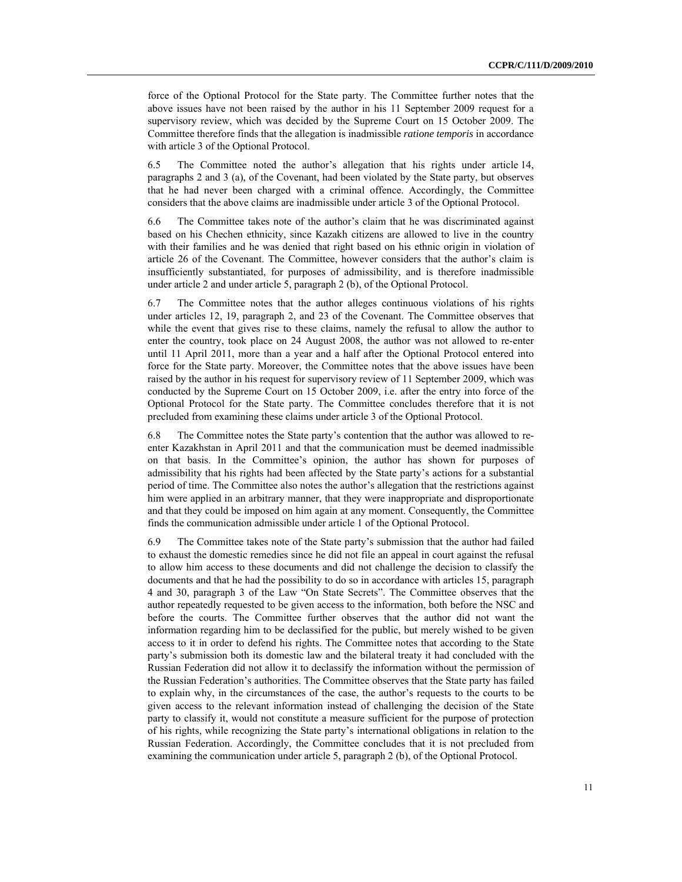force of the Optional Protocol for the State party. The Committee further notes that the above issues have not been raised by the author in his 11 September 2009 request for a supervisory review, which was decided by the Supreme Court on 15 October 2009. The Committee therefore finds that the allegation is inadmissible *ratione temporis* in accordance with article 3 of the Optional Protocol.

6.5 The Committee noted the author's allegation that his rights under article 14, paragraphs 2 and 3 (a), of the Covenant, had been violated by the State party, but observes that he had never been charged with a criminal offence. Accordingly, the Committee considers that the above claims are inadmissible under article 3 of the Optional Protocol.

6.6 The Committee takes note of the author's claim that he was discriminated against based on his Chechen ethnicity, since Kazakh citizens are allowed to live in the country with their families and he was denied that right based on his ethnic origin in violation of article 26 of the Covenant. The Committee, however considers that the author's claim is insufficiently substantiated, for purposes of admissibility, and is therefore inadmissible under article 2 and under article 5, paragraph 2 (b), of the Optional Protocol.

6.7 The Committee notes that the author alleges continuous violations of his rights under articles 12, 19, paragraph 2, and 23 of the Covenant. The Committee observes that while the event that gives rise to these claims, namely the refusal to allow the author to enter the country, took place on 24 August 2008, the author was not allowed to re-enter until 11 April 2011, more than a year and a half after the Optional Protocol entered into force for the State party. Moreover, the Committee notes that the above issues have been raised by the author in his request for supervisory review of 11 September 2009, which was conducted by the Supreme Court on 15 October 2009, i.e. after the entry into force of the Optional Protocol for the State party. The Committee concludes therefore that it is not precluded from examining these claims under article 3 of the Optional Protocol.

6.8 The Committee notes the State party's contention that the author was allowed to re-enter Kazakhstan in April 2011 and that the communication must be deemed inadmissible on that basis. In the Committee's opinion, the author has shown for purposes of admissibility that his rights had been affected by the State party's actions for a substantial period of time. The Committee also notes the author's allegation that the restrictions against him were applied in an arbitrary manner, that they were inappropriate and disproportionate and that they could be imposed on him again at any moment. Consequently, the Committee finds the communication admissible under article 1 of the Optional Protocol.

6.9 The Committee takes note of the State party's submission that the author had failed to exhaust the domestic remedies since he did not file an appeal in court against the refusal to allow him access to these documents and did not challenge the decision to classify the documents and that he had the possibility to do so in accordance with articles 15, paragraph 4 and 30, paragraph 3 of the Law "On State Secrets". The Committee observes that the author repeatedly requested to be given access to the information, both before the NSC and before the courts. The Committee further observes that the author did not want the information regarding him to be declassified for the public, but merely wished to be given access to it in order to defend his rights. The Committee notes that according to the State party's submission both its domestic law and the bilateral treaty it had concluded with the Russian Federation did not allow it to declassify the information without the permission of the Russian Federation's authorities. The Committee observes that the State party has failed to explain why, in the circumstances of the case, the author's requests to the courts to be given access to the relevant information instead of challenging the decision of the State party to classify it, would not constitute a measure sufficient for the purpose of protection of his rights, while recognizing the State party's international obligations in relation to the Russian Federation. Accordingly, the Committee concludes that it is not precluded from examining the communication under article 5, paragraph 2 (b), of the Optional Protocol.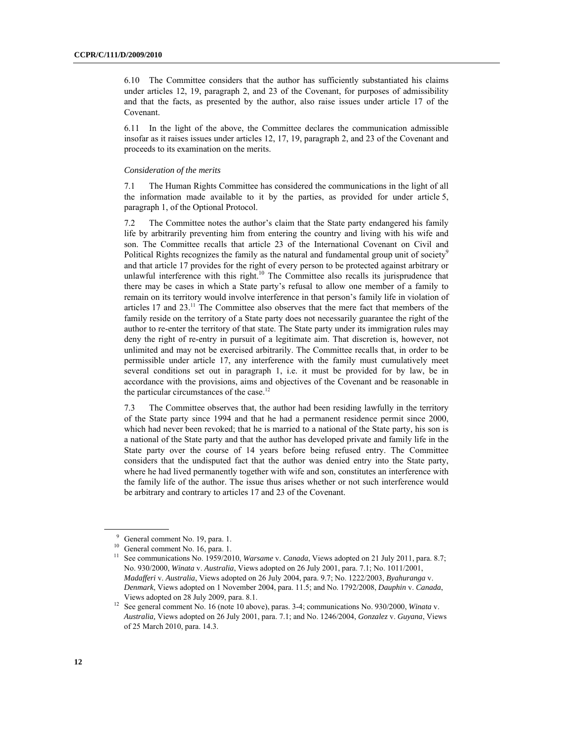6.10 The Committee considers that the author has sufficiently substantiated his claims under articles 12, 19, paragraph 2, and 23 of the Covenant, for purposes of admissibility and that the facts, as presented by the author, also raise issues under article 17 of the Covenant.

6.11 In the light of the above, the Committee declares the communication admissible insofar as it raises issues under articles 12, 17, 19, paragraph 2, and 23 of the Covenant and proceeds to its examination on the merits.

*Consideration of the merits*

7.1 The Human Rights Committee has considered the communications in the light of all the information made available to it by the parties, as provided for under article 5, paragraph 1, of the Optional Protocol.

7.2 The Committee notes the author's claim that the State party endangered his family life by arbitrarily preventing him from entering the country and living with his wife and son. The Committee recalls that article 23 of the International Covenant on Civil and Political Rights recognizes the family as the natural and fundamental group unit of society[9] and that article 17 provides for the right of every person to be protected against arbitrary or unlawful interference with this right.[10] The Committee also recalls its jurisprudence that there may be cases in which a State party's refusal to allow one member of a family to remain on its territory would involve interference in that person's family life in violation of articles 17 and 23.[11] The Committee also observes that the mere fact that members of the family reside on the territory of a State party does not necessarily guarantee the right of the author to re-enter the territory of that state. The State party under its immigration rules may deny the right of re-entry in pursuit of a legitimate aim. That discretion is, however, not unlimited and may not be exercised arbitrarily. The Committee recalls that, in order to be permissible under article 17, any interference with the family must cumulatively meet several conditions set out in paragraph 1, i.e. it must be provided for by law, be in accordance with the provisions, aims and objectives of the Covenant and be reasonable in the particular circumstances of the case.[12]

7.3 The Committee observes that, the author had been residing lawfully in the territory of the State party since 1994 and that he had a permanent residence permit since 2000, which had never been revoked; that he is married to a national of the State party, his son is a national of the State party and that the author has developed private and family life in the State party over the course of 14 years before being refused entry. The Committee considers that the undisputed fact that the author was denied entry into the State party, where he had lived permanently together with wife and son, constitutes an interference with the family life of the author. The issue thus arises whether or not such interference would be arbitrary and contrary to articles 17 and 23 of the Covenant.

---

[9] General comment No. 19, para. 1.

[10] General comment No. 16, para. 1.

[11] See communications No. 1959/2010, *Warsame* v. *Canada*, Views adopted on 21 July 2011, para. 8.7; No. 930/2000, *Winata* v. *Australia*, Views adopted on 26 July 2001, para. 7.1; No. 1011/2001, *Madafferi* v. *Australia*, Views adopted on 26 July 2004, para. 9.7; No. 1222/2003, *Byahuranga* v. *Denmark*, Views adopted on 1 November 2004, para. 11.5; and No. 1792/2008, *Dauphin* v. *Canada*, Views adopted on 28 July 2009, para. 8.1.

[12] See general comment No. 16 (note 10 above), paras. 3-4; communications No. 930/2000, *Winata* v. *Australia,* Views adopted on 26 July 2001, para. 7.1; and No. 1246/2004, *Gonzalez* v. *Guyana*, Views of 25 March 2010, para. 14.3.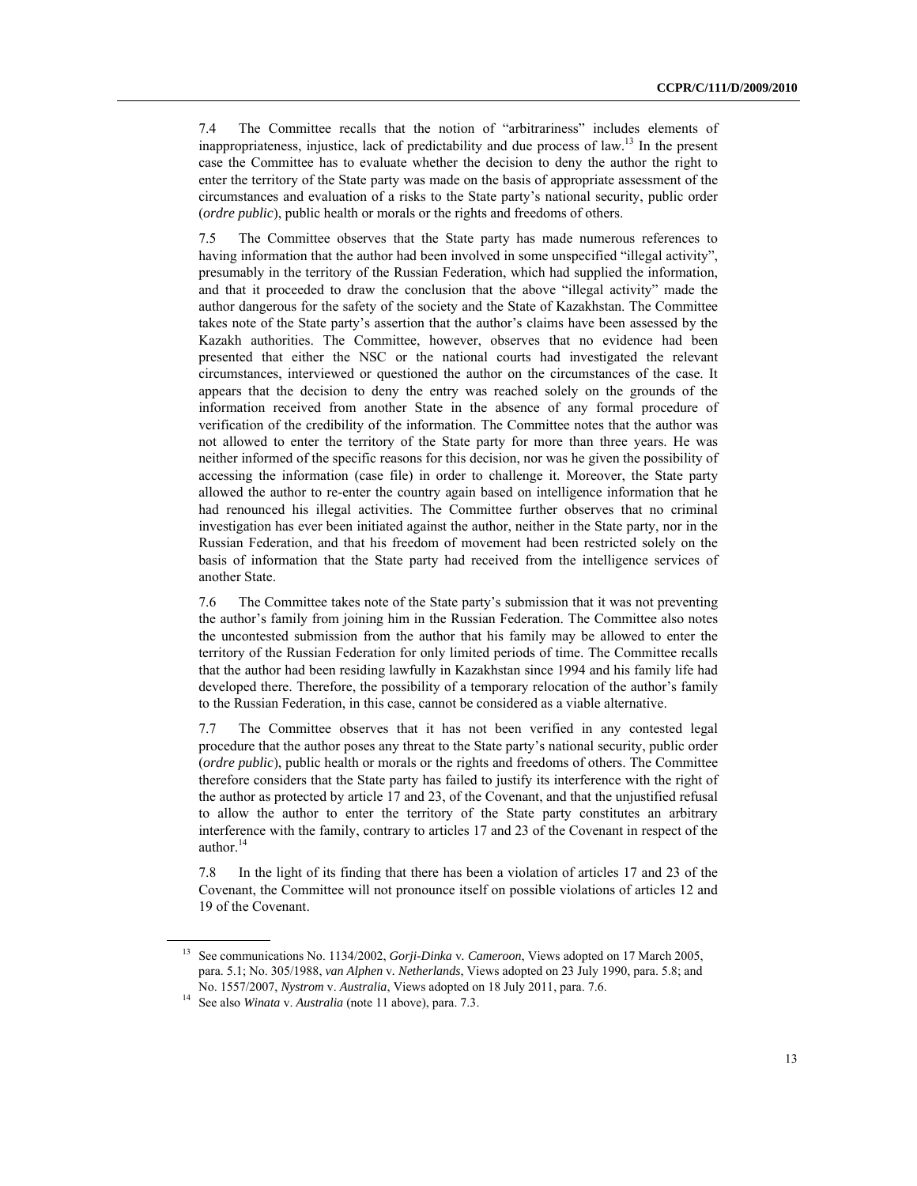7.4 The Committee recalls that the notion of "arbitrariness" includes elements of inappropriateness, injustice, lack of predictability and due process of law.[13] In the present case the Committee has to evaluate whether the decision to deny the author the right to enter the territory of the State party was made on the basis of appropriate assessment of the circumstances and evaluation of a risks to the State party's national security, public order (*ordre public*), public health or morals or the rights and freedoms of others.

7.5 The Committee observes that the State party has made numerous references to having information that the author had been involved in some unspecified "illegal activity", presumably in the territory of the Russian Federation, which had supplied the information, and that it proceeded to draw the conclusion that the above "illegal activity" made the author dangerous for the safety of the society and the State of Kazakhstan. The Committee takes note of the State party's assertion that the author's claims have been assessed by the Kazakh authorities. The Committee, however, observes that no evidence had been presented that either the NSC or the national courts had investigated the relevant circumstances, interviewed or questioned the author on the circumstances of the case. It appears that the decision to deny the entry was reached solely on the grounds of the information received from another State in the absence of any formal procedure of verification of the credibility of the information. The Committee notes that the author was not allowed to enter the territory of the State party for more than three years. He was neither informed of the specific reasons for this decision, nor was he given the possibility of accessing the information (case file) in order to challenge it. Moreover, the State party allowed the author to re-enter the country again based on intelligence information that he had renounced his illegal activities. The Committee further observes that no criminal investigation has ever been initiated against the author, neither in the State party, nor in the Russian Federation, and that his freedom of movement had been restricted solely on the basis of information that the State party had received from the intelligence services of another State.

7.6 The Committee takes note of the State party's submission that it was not preventing the author's family from joining him in the Russian Federation. The Committee also notes the uncontested submission from the author that his family may be allowed to enter the territory of the Russian Federation for only limited periods of time. The Committee recalls that the author had been residing lawfully in Kazakhstan since 1994 and his family life had developed there. Therefore, the possibility of a temporary relocation of the author's family to the Russian Federation, in this case, cannot be considered as a viable alternative.

7.7 The Committee observes that it has not been verified in any contested legal procedure that the author poses any threat to the State party's national security, public order (*ordre public*), public health or morals or the rights and freedoms of others. The Committee therefore considers that the State party has failed to justify its interference with the right of the author as protected by article 17 and 23, of the Covenant, and that the unjustified refusal to allow the author to enter the territory of the State party constitutes an arbitrary interference with the family, contrary to articles 17 and 23 of the Covenant in respect of the author.[14]

7.8 In the light of its finding that there has been a violation of articles 17 and 23 of the Covenant, the Committee will not pronounce itself on possible violations of articles 12 and 19 of the Covenant.

---

[13] See communications No. 1134/2002, *Gorji-Dinka* v. *Cameroon*, Views adopted on 17 March 2005, para. 5.1; No. 305/1988, *van Alphen* v. *Netherlands*, Views adopted on 23 July 1990, para. 5.8; and No. 1557/2007, *Nystrom* v. *Australia*, Views adopted on 18 July 2011, para. 7.6.

[14] See also *Winata* v. *Australia* (note 11 above), para. 7.3.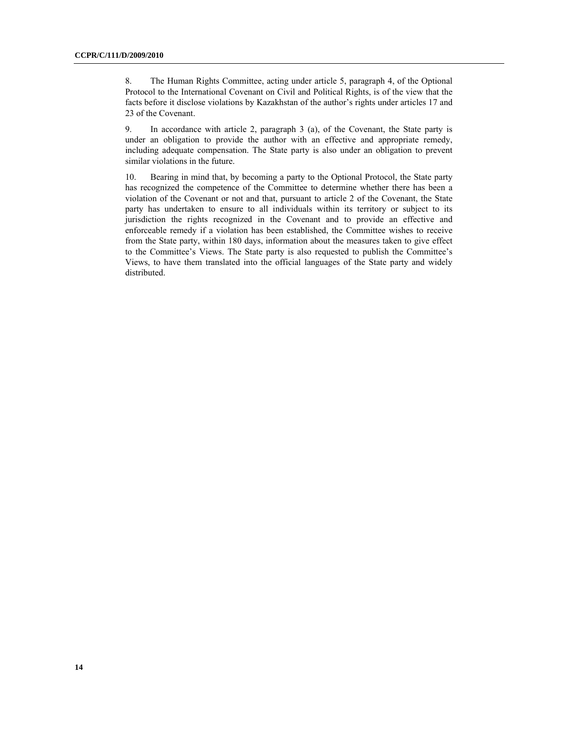8. The Human Rights Committee, acting under article 5, paragraph 4, of the Optional Protocol to the International Covenant on Civil and Political Rights, is of the view that the facts before it disclose violations by Kazakhstan of the author's rights under articles 17 and 23 of the Covenant.

9. In accordance with article 2, paragraph 3 (a), of the Covenant, the State party is under an obligation to provide the author with an effective and appropriate remedy, including adequate compensation. The State party is also under an obligation to prevent similar violations in the future.

10. Bearing in mind that, by becoming a party to the Optional Protocol, the State party has recognized the competence of the Committee to determine whether there has been a violation of the Covenant or not and that, pursuant to article 2 of the Covenant, the State party has undertaken to ensure to all individuals within its territory or subject to its jurisdiction the rights recognized in the Covenant and to provide an effective and enforceable remedy if a violation has been established, the Committee wishes to receive from the State party, within 180 days, information about the measures taken to give effect to the Committee's Views. The State party is also requested to publish the Committee's Views, to have them translated into the official languages of the State party and widely distributed.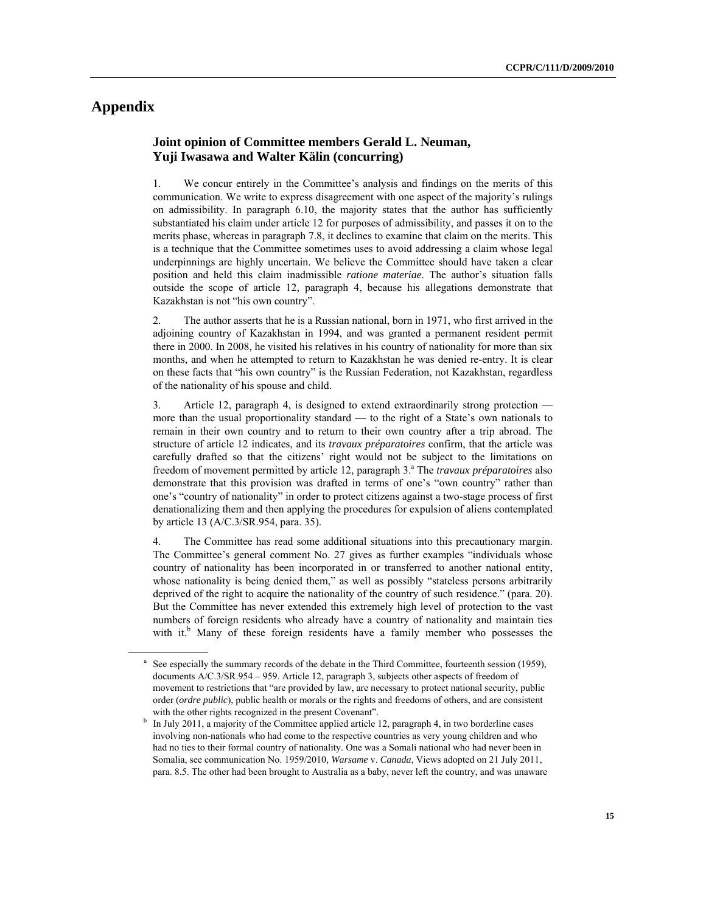# Appendix

## Joint opinion of Committee members Gerald L. Neuman, Yuji Iwasawa and Walter Kälin (concurring)

1. We concur entirely in the Committee's analysis and findings on the merits of this communication. We write to express disagreement with one aspect of the majority's rulings on admissibility. In paragraph 6.10, the majority states that the author has sufficiently substantiated his claim under article 12 for purposes of admissibility, and passes it on to the merits phase, whereas in paragraph 7.8, it declines to examine that claim on the merits. This is a technique that the Committee sometimes uses to avoid addressing a claim whose legal underpinnings are highly uncertain. We believe the Committee should have taken a clear position and held this claim inadmissible *ratione materiae*. The author's situation falls outside the scope of article 12, paragraph 4, because his allegations demonstrate that Kazakhstan is not "his own country".

2. The author asserts that he is a Russian national, born in 1971, who first arrived in the adjoining country of Kazakhstan in 1994, and was granted a permanent resident permit there in 2000. In 2008, he visited his relatives in his country of nationality for more than six months, and when he attempted to return to Kazakhstan he was denied re-entry. It is clear on these facts that "his own country" is the Russian Federation, not Kazakhstan, regardless of the nationality of his spouse and child.

3. Article 12, paragraph 4, is designed to extend extraordinarily strong protection — more than the usual proportionality standard — to the right of a State's own nationals to remain in their own country and to return to their own country after a trip abroad. The structure of article 12 indicates, and its *travaux préparatoires* confirm, that the article was carefully drafted so that the citizens' right would not be subject to the limitations on freedom of movement permitted by article 12, paragraph 3.[a] The *travaux préparatoires* also demonstrate that this provision was drafted in terms of one's "own country" rather than one's "country of nationality" in order to protect citizens against a two-stage process of first denationalizing them and then applying the procedures for expulsion of aliens contemplated by article 13 (A/C.3/SR.954, para. 35).

4. The Committee has read some additional situations into this precautionary margin. The Committee's general comment No. 27 gives as further examples "individuals whose country of nationality has been incorporated in or transferred to another national entity, whose nationality is being denied them," as well as possibly "stateless persons arbitrarily deprived of the right to acquire the nationality of the country of such residence." (para. 20). But the Committee has never extended this extremely high level of protection to the vast numbers of foreign residents who already have a country of nationality and maintain ties with it.[b] Many of these foreign residents have a family member who possesses the

---

[a] See especially the summary records of the debate in the Third Committee, fourteenth session (1959), documents A/C.3/SR.954 – 959. Article 12, paragraph 3, subjects other aspects of freedom of movement to restrictions that "are provided by law, are necessary to protect national security, public order (*ordre public*), public health or morals or the rights and freedoms of others, and are consistent with the other rights recognized in the present Covenant".

[b] In July 2011, a majority of the Committee applied article 12, paragraph 4, in two borderline cases involving non-nationals who had come to the respective countries as very young children and who had no ties to their formal country of nationality. One was a Somali national who had never been in Somalia, see communication No. 1959/2010, *Warsame* v. *Canada*, Views adopted on 21 July 2011, para. 8.5. The other had been brought to Australia as a baby, never left the country, and was unaware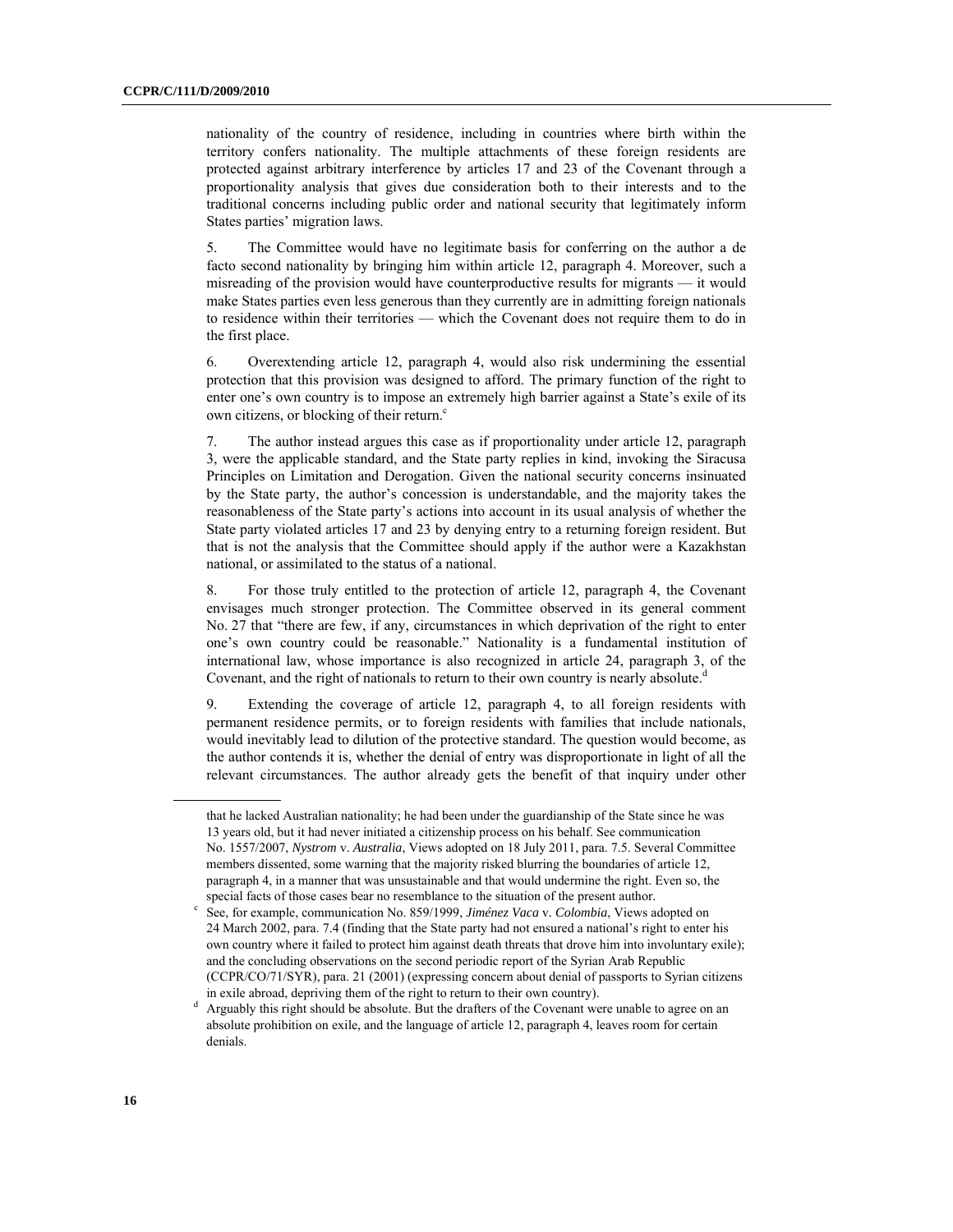nationality of the country of residence, including in countries where birth within the territory confers nationality. The multiple attachments of these foreign residents are protected against arbitrary interference by articles 17 and 23 of the Covenant through a proportionality analysis that gives due consideration both to their interests and to the traditional concerns including public order and national security that legitimately inform States parties' migration laws.

5. The Committee would have no legitimate basis for conferring on the author a de facto second nationality by bringing him within article 12, paragraph 4. Moreover, such a misreading of the provision would have counterproductive results for migrants — it would make States parties even less generous than they currently are in admitting foreign nationals to residence within their territories — which the Covenant does not require them to do in the first place.

6. Overextending article 12, paragraph 4, would also risk undermining the essential protection that this provision was designed to afford. The primary function of the right to enter one's own country is to impose an extremely high barrier against a State's exile of its own citizens, or blocking of their return.[c]

7. The author instead argues this case as if proportionality under article 12, paragraph 3, were the applicable standard, and the State party replies in kind, invoking the Siracusa Principles on Limitation and Derogation. Given the national security concerns insinuated by the State party, the author's concession is understandable, and the majority takes the reasonableness of the State party's actions into account in its usual analysis of whether the State party violated articles 17 and 23 by denying entry to a returning foreign resident. But that is not the analysis that the Committee should apply if the author were a Kazakhstan national, or assimilated to the status of a national.

8. For those truly entitled to the protection of article 12, paragraph 4, the Covenant envisages much stronger protection. The Committee observed in its general comment No. 27 that "there are few, if any, circumstances in which deprivation of the right to enter one's own country could be reasonable." Nationality is a fundamental institution of international law, whose importance is also recognized in article 24, paragraph 3, of the Covenant, and the right of nationals to return to their own country is nearly absolute.[d]

9. Extending the coverage of article 12, paragraph 4, to all foreign residents with permanent residence permits, or to foreign residents with families that include nationals, would inevitably lead to dilution of the protective standard. The question would become, as the author contends it is, whether the denial of entry was disproportionate in light of all the relevant circumstances. The author already gets the benefit of that inquiry under other

---

that he lacked Australian nationality; he had been under the guardianship of the State since he was 13 years old, but it had never initiated a citizenship process on his behalf. See communication No. 1557/2007, *Nystrom* v. *Australia*, Views adopted on 18 July 2011, para. 7.5. Several Committee members dissented, some warning that the majority risked blurring the boundaries of article 12, paragraph 4, in a manner that was unsustainable and that would undermine the right. Even so, the special facts of those cases bear no resemblance to the situation of the present author.

[c] See, for example, communication No. 859/1999, *Jiménez Vaca* v. *Colombia*, Views adopted on 24 March 2002, para. 7.4 (finding that the State party had not ensured a national's right to enter his own country where it failed to protect him against death threats that drove him into involuntary exile); and the concluding observations on the second periodic report of the Syrian Arab Republic (CCPR/CO/71/SYR), para. 21 (2001) (expressing concern about denial of passports to Syrian citizens in exile abroad, depriving them of the right to return to their own country).

[d] Arguably this right should be absolute. But the drafters of the Covenant were unable to agree on an absolute prohibition on exile, and the language of article 12, paragraph 4, leaves room for certain denials.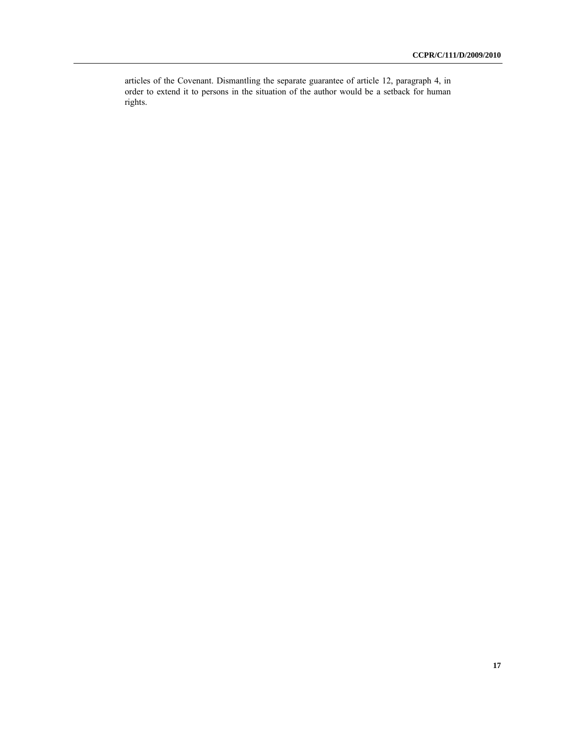articles of the Covenant. Dismantling the separate guarantee of article 12, paragraph 4, in order to extend it to persons in the situation of the author would be a setback for human rights.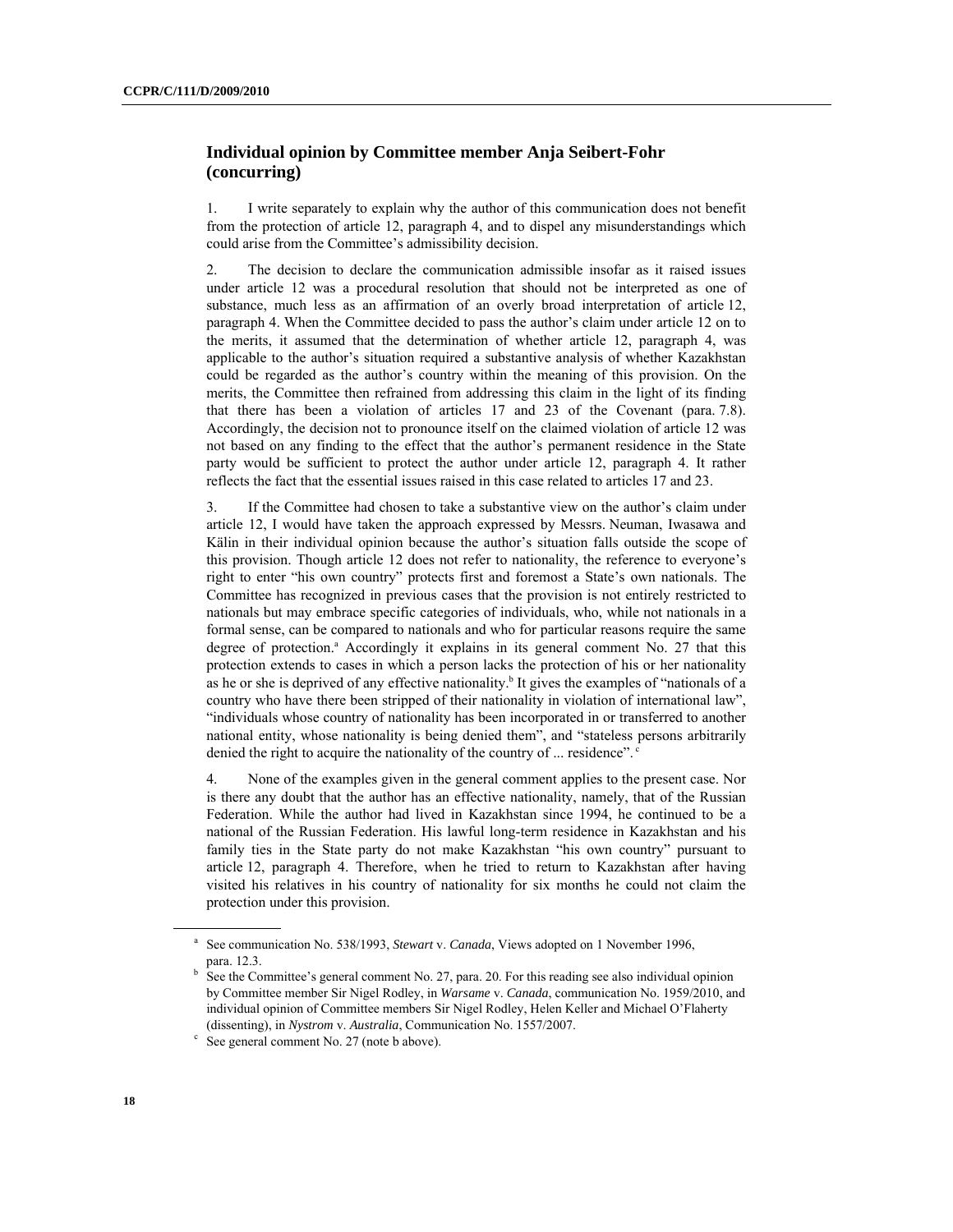## Individual opinion by Committee member Anja Seibert-Fohr (concurring)

1. I write separately to explain why the author of this communication does not benefit from the protection of article 12, paragraph 4, and to dispel any misunderstandings which could arise from the Committee's admissibility decision.

2. The decision to declare the communication admissible insofar as it raised issues under article 12 was a procedural resolution that should not be interpreted as one of substance, much less as an affirmation of an overly broad interpretation of article 12, paragraph 4. When the Committee decided to pass the author's claim under article 12 on to the merits, it assumed that the determination of whether article 12, paragraph 4, was applicable to the author's situation required a substantive analysis of whether Kazakhstan could be regarded as the author's country within the meaning of this provision. On the merits, the Committee then refrained from addressing this claim in the light of its finding that there has been a violation of articles 17 and 23 of the Covenant (para. 7.8). Accordingly, the decision not to pronounce itself on the claimed violation of article 12 was not based on any finding to the effect that the author's permanent residence in the State party would be sufficient to protect the author under article 12, paragraph 4. It rather reflects the fact that the essential issues raised in this case related to articles 17 and 23.

3. If the Committee had chosen to take a substantive view on the author's claim under article 12, I would have taken the approach expressed by Messrs. Neuman, Iwasawa and Kälin in their individual opinion because the author's situation falls outside the scope of this provision. Though article 12 does not refer to nationality, the reference to everyone's right to enter "his own country" protects first and foremost a State's own nationals. The Committee has recognized in previous cases that the provision is not entirely restricted to nationals but may embrace specific categories of individuals, who, while not nationals in a formal sense, can be compared to nationals and who for particular reasons require the same degree of protection.[a] Accordingly it explains in its general comment No. 27 that this protection extends to cases in which a person lacks the protection of his or her nationality as he or she is deprived of any effective nationality.[b] It gives the examples of "nationals of a country who have there been stripped of their nationality in violation of international law", "individuals whose country of nationality has been incorporated in or transferred to another national entity, whose nationality is being denied them", and "stateless persons arbitrarily denied the right to acquire the nationality of the country of ... residence".[c]

4. None of the examples given in the general comment applies to the present case. Nor is there any doubt that the author has an effective nationality, namely, that of the Russian Federation. While the author had lived in Kazakhstan since 1994, he continued to be a national of the Russian Federation. His lawful long-term residence in Kazakhstan and his family ties in the State party do not make Kazakhstan "his own country" pursuant to article 12, paragraph 4. Therefore, when he tried to return to Kazakhstan after having visited his relatives in his country of nationality for six months he could not claim the protection under this provision.

---

[a] See communication No. 538/1993, *Stewart* v. *Canada*, Views adopted on 1 November 1996, para. 12.3.

[b] See the Committee's general comment No. 27, para. 20. For this reading see also individual opinion by Committee member Sir Nigel Rodley, in *Warsame* v. *Canada*, communication No. 1959/2010, and individual opinion of Committee members Sir Nigel Rodley, Helen Keller and Michael O'Flaherty (dissenting), in *Nystrom* v. *Australia*, Communication No. 1557/2007.

[c] See general comment No. 27 (note b above).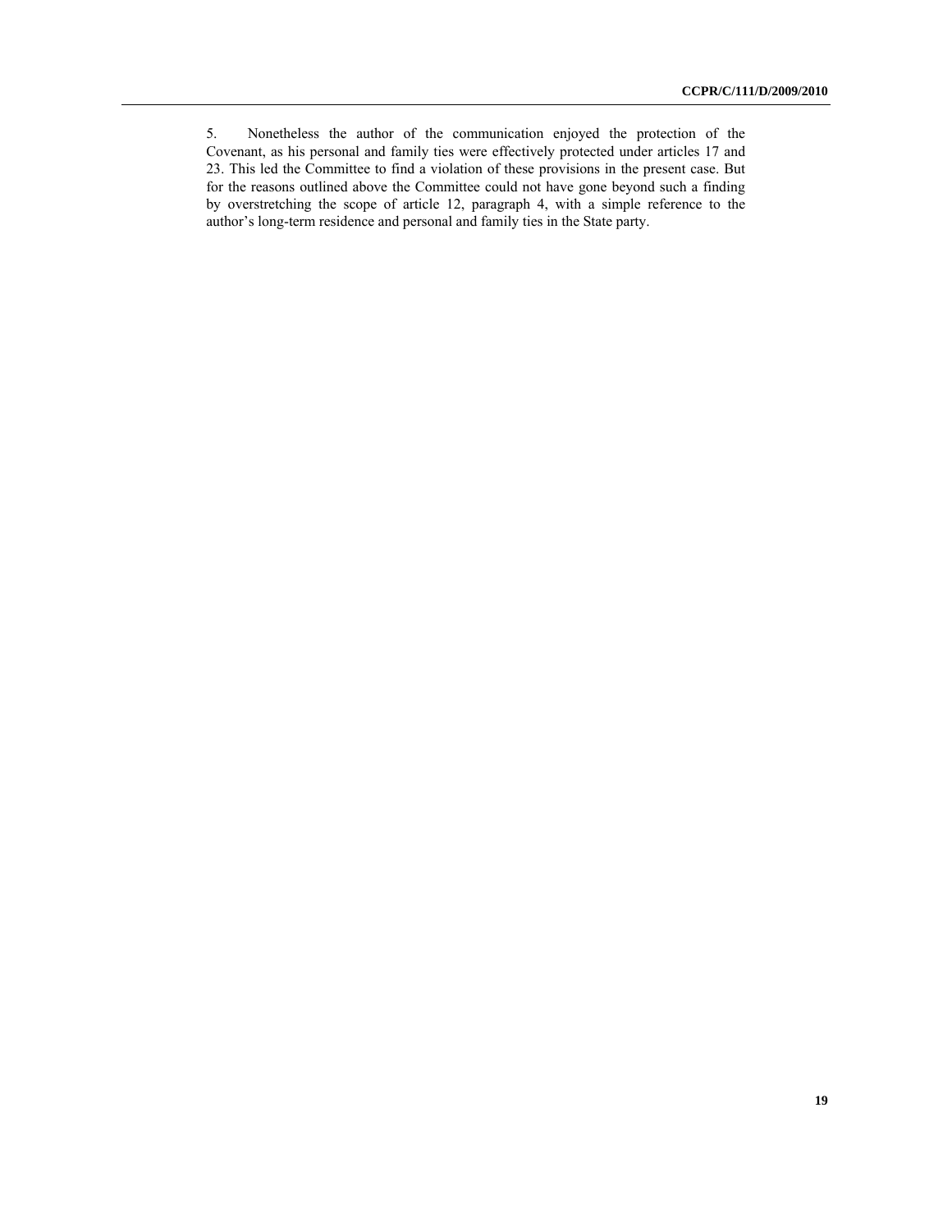5. Nonetheless the author of the communication enjoyed the protection of the Covenant, as his personal and family ties were effectively protected under articles 17 and 23. This led the Committee to find a violation of these provisions in the present case. But for the reasons outlined above the Committee could not have gone beyond such a finding by overstretching the scope of article 12, paragraph 4, with a simple reference to the author's long-term residence and personal and family ties in the State party.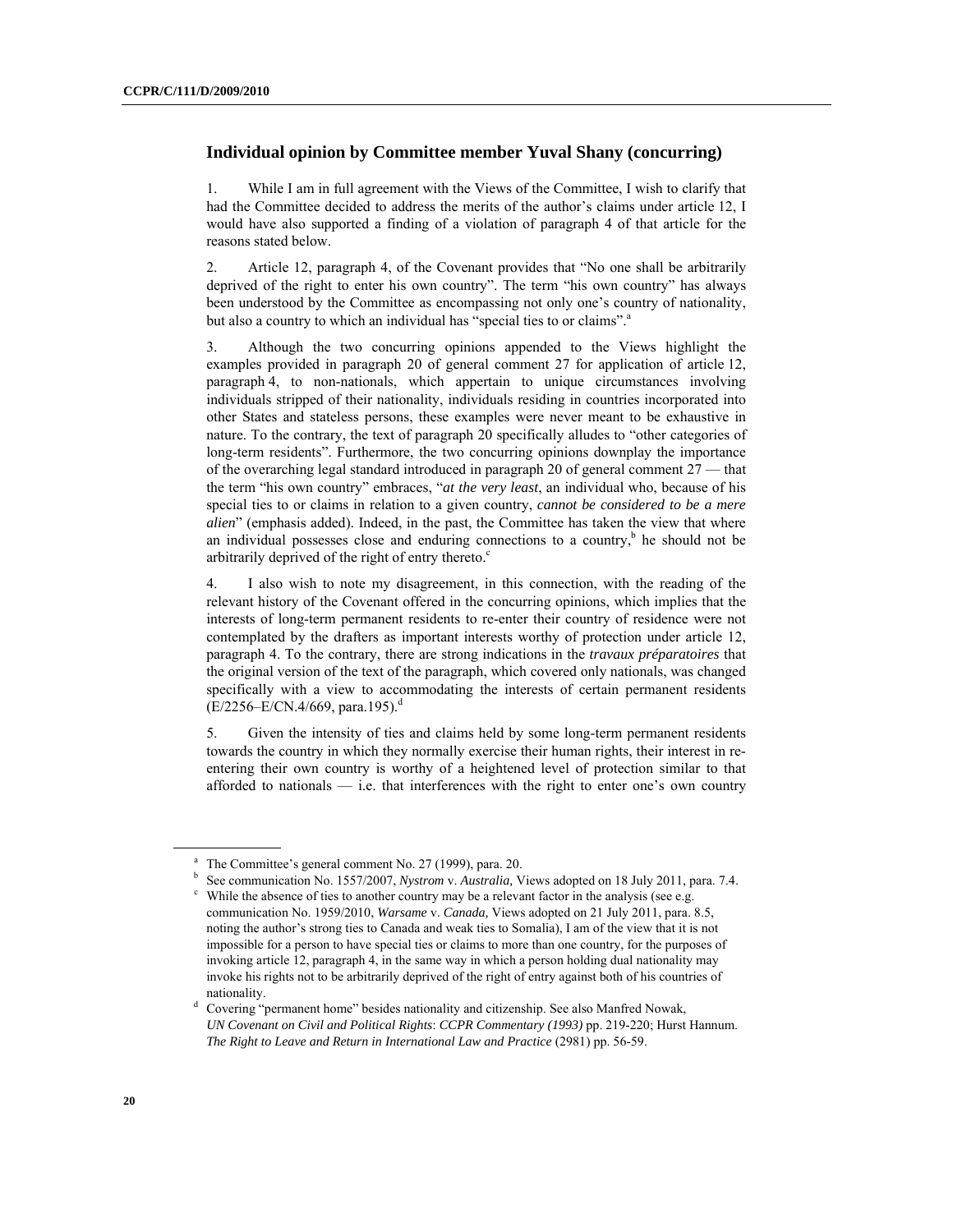## Individual opinion by Committee member Yuval Shany (concurring)

1. While I am in full agreement with the Views of the Committee, I wish to clarify that had the Committee decided to address the merits of the author's claims under article 12, I would have also supported a finding of a violation of paragraph 4 of that article for the reasons stated below.

2. Article 12, paragraph 4, of the Covenant provides that "No one shall be arbitrarily deprived of the right to enter his own country". The term "his own country" has always been understood by the Committee as encompassing not only one's country of nationality, but also a country to which an individual has "special ties to or claims".[a]

3. Although the two concurring opinions appended to the Views highlight the examples provided in paragraph 20 of general comment 27 for application of article 12, paragraph 4, to non-nationals, which appertain to unique circumstances involving individuals stripped of their nationality, individuals residing in countries incorporated into other States and stateless persons, these examples were never meant to be exhaustive in nature. To the contrary, the text of paragraph 20 specifically alludes to "other categories of long-term residents". Furthermore, the two concurring opinions downplay the importance of the overarching legal standard introduced in paragraph 20 of general comment 27 — that the term "his own country" embraces, "*at the very least*, an individual who, because of his special ties to or claims in relation to a given country, *cannot be considered to be a mere alien*" (emphasis added). Indeed, in the past, the Committee has taken the view that where an individual possesses close and enduring connections to a country,[b] he should not be arbitrarily deprived of the right of entry thereto.[c]

4. I also wish to note my disagreement, in this connection, with the reading of the relevant history of the Covenant offered in the concurring opinions, which implies that the interests of long-term permanent residents to re-enter their country of residence were not contemplated by the drafters as important interests worthy of protection under article 12, paragraph 4. To the contrary, there are strong indications in the *travaux préparatoires* that the original version of the text of the paragraph, which covered only nationals, was changed specifically with a view to accommodating the interests of certain permanent residents (E/2256–E/CN.4/669, para.195).[d]

5. Given the intensity of ties and claims held by some long-term permanent residents towards the country in which they normally exercise their human rights, their interest in re-entering their own country is worthy of a heightened level of protection similar to that afforded to nationals — i.e. that interferences with the right to enter one's own country

---

[a] The Committee's general comment No. 27 (1999), para. 20.

[b] See communication No. 1557/2007, *Nystrom* v. *Australia,* Views adopted on 18 July 2011, para. 7.4.

[c] While the absence of ties to another country may be a relevant factor in the analysis (see e.g. communication No. 1959/2010, *Warsame* v. *Canada,* Views adopted on 21 July 2011, para. 8.5, noting the author's strong ties to Canada and weak ties to Somalia), I am of the view that it is not impossible for a person to have special ties or claims to more than one country, for the purposes of invoking article 12, paragraph 4, in the same way in which a person holding dual nationality may invoke his rights not to be arbitrarily deprived of the right of entry against both of his countries of nationality.

[d] Covering "permanent home" besides nationality and citizenship. See also Manfred Nowak, *UN Covenant on Civil and Political Rights*: *CCPR Commentary (1993)* pp. 219-220; Hurst Hannum. *The Right to Leave and Return in International Law and Practice* (2981) pp. 56-59.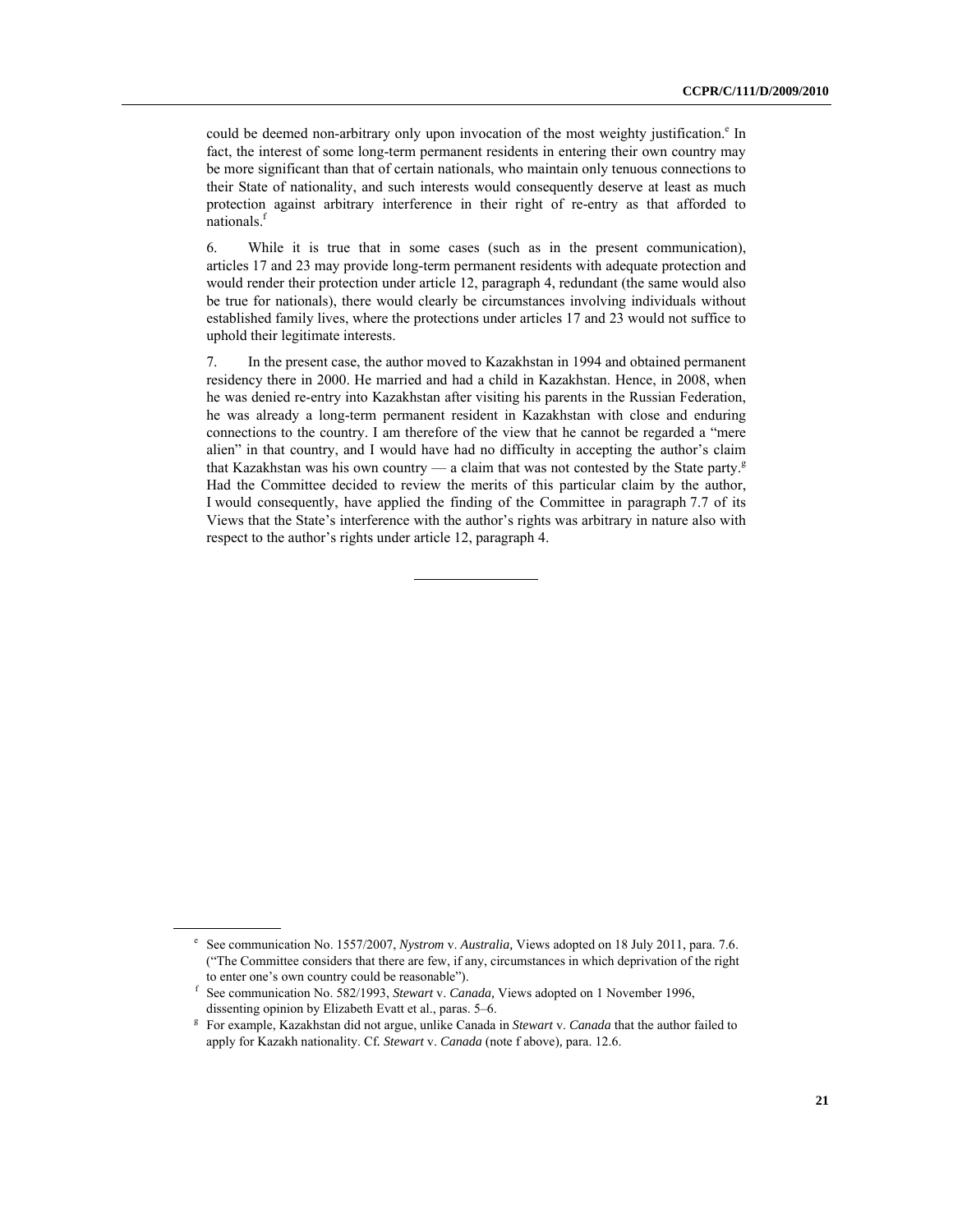could be deemed non-arbitrary only upon invocation of the most weighty justification.[e] In fact, the interest of some long-term permanent residents in entering their own country may be more significant than that of certain nationals, who maintain only tenuous connections to their State of nationality, and such interests would consequently deserve at least as much protection against arbitrary interference in their right of re-entry as that afforded to nationals.[f]

6. While it is true that in some cases (such as in the present communication), articles 17 and 23 may provide long-term permanent residents with adequate protection and would render their protection under article 12, paragraph 4, redundant (the same would also be true for nationals), there would clearly be circumstances involving individuals without established family lives, where the protections under articles 17 and 23 would not suffice to uphold their legitimate interests.

7. In the present case, the author moved to Kazakhstan in 1994 and obtained permanent residency there in 2000. He married and had a child in Kazakhstan. Hence, in 2008, when he was denied re-entry into Kazakhstan after visiting his parents in the Russian Federation, he was already a long-term permanent resident in Kazakhstan with close and enduring connections to the country. I am therefore of the view that he cannot be regarded a "mere alien" in that country, and I would have had no difficulty in accepting the author's claim that Kazakhstan was his own country — a claim that was not contested by the State party.[g] Had the Committee decided to review the merits of this particular claim by the author, I would consequently, have applied the finding of the Committee in paragraph 7.7 of its Views that the State's interference with the author's rights was arbitrary in nature also with respect to the author's rights under article 12, paragraph 4.

---

[e] See communication No. 1557/2007, *Nystrom* v. *Australia,* Views adopted on 18 July 2011, para. 7.6. ("The Committee considers that there are few, if any, circumstances in which deprivation of the right to enter one's own country could be reasonable").

[f] See communication No. 582/1993, *Stewart* v. *Canada,* Views adopted on 1 November 1996, dissenting opinion by Elizabeth Evatt et al., paras. 5–6.

[g] For example, Kazakhstan did not argue, unlike Canada in *Stewart* v. *Canada* that the author failed to apply for Kazakh nationality. Cf. *Stewart* v. *Canada* (note f above), para. 12.6.